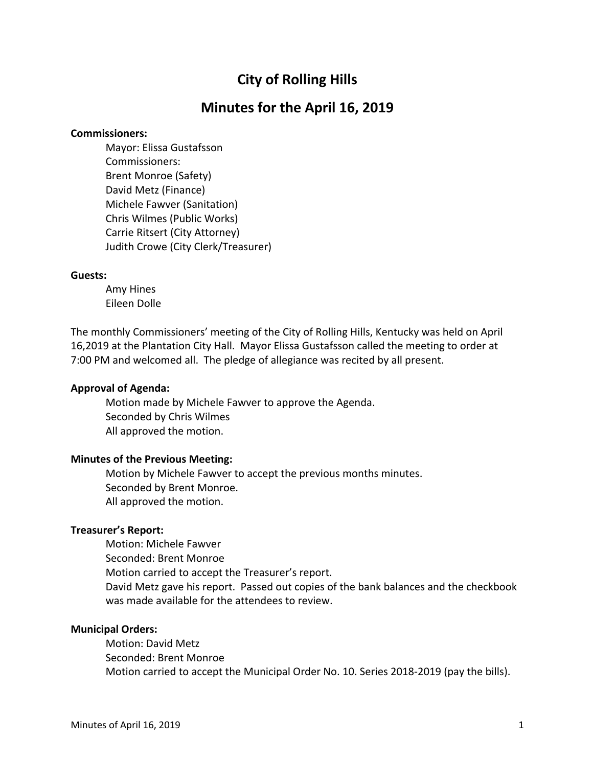# City of Rolling Hills

## Minutes for the April 16, 2019

**Commissioners:**

Mayor: Elissa Gustafsson
Commissioners:
Brent Monroe (Safety)
David Metz (Finance)
Michele Fawver (Sanitation)
Chris Wilmes (Public Works)
Carrie Ritsert (City Attorney)
Judith Crowe (City Clerk/Treasurer)

**Guests:**

Amy Hines
Eileen Dolle

The monthly Commissioners' meeting of the City of Rolling Hills, Kentucky was held on April 16,2019 at the Plantation City Hall. Mayor Elissa Gustafsson called the meeting to order at 7:00 PM and welcomed all. The pledge of allegiance was recited by all present.

**Approval of Agenda:**

Motion made by Michele Fawver to approve the Agenda.
Seconded by Chris Wilmes
All approved the motion.

**Minutes of the Previous Meeting:**

Motion by Michele Fawver to accept the previous months minutes.
Seconded by Brent Monroe.
All approved the motion.

**Treasurer's Report:**

Motion: Michele Fawver
Seconded: Brent Monroe
Motion carried to accept the Treasurer's report.
David Metz gave his report. Passed out copies of the bank balances and the checkbook was made available for the attendees to review.

**Municipal Orders:**

Motion: David Metz
Seconded: Brent Monroe
Motion carried to accept the Municipal Order No. 10. Series 2018-2019 (pay the bills).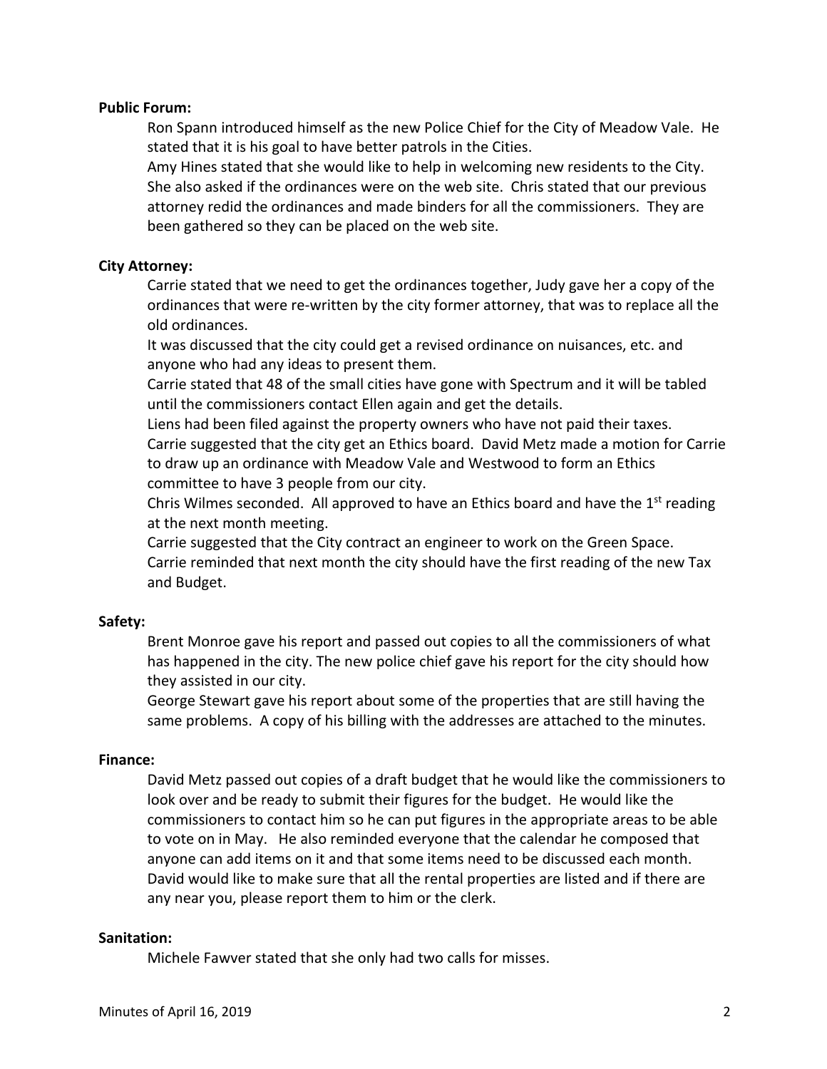**Public Forum:**

Ron Spann introduced himself as the new Police Chief for the City of Meadow Vale. He stated that it is his goal to have better patrols in the Cities.

Amy Hines stated that she would like to help in welcoming new residents to the City. She also asked if the ordinances were on the web site. Chris stated that our previous attorney redid the ordinances and made binders for all the commissioners. They are been gathered so they can be placed on the web site.

**City Attorney:**

Carrie stated that we need to get the ordinances together, Judy gave her a copy of the ordinances that were re-written by the city former attorney, that was to replace all the old ordinances.

It was discussed that the city could get a revised ordinance on nuisances, etc. and anyone who had any ideas to present them.

Carrie stated that 48 of the small cities have gone with Spectrum and it will be tabled until the commissioners contact Ellen again and get the details.

Liens had been filed against the property owners who have not paid their taxes.

Carrie suggested that the city get an Ethics board. David Metz made a motion for Carrie to draw up an ordinance with Meadow Vale and Westwood to form an Ethics committee to have 3 people from our city.

Chris Wilmes seconded. All approved to have an Ethics board and have the 1st reading at the next month meeting.

Carrie suggested that the City contract an engineer to work on the Green Space.

Carrie reminded that next month the city should have the first reading of the new Tax and Budget.

**Safety:**

Brent Monroe gave his report and passed out copies to all the commissioners of what has happened in the city. The new police chief gave his report for the city should how they assisted in our city.

George Stewart gave his report about some of the properties that are still having the same problems. A copy of his billing with the addresses are attached to the minutes.

**Finance:**

David Metz passed out copies of a draft budget that he would like the commissioners to look over and be ready to submit their figures for the budget. He would like the commissioners to contact him so he can put figures in the appropriate areas to be able to vote on in May. He also reminded everyone that the calendar he composed that anyone can add items on it and that some items need to be discussed each month. David would like to make sure that all the rental properties are listed and if there are any near you, please report them to him or the clerk.

**Sanitation:**

Michele Fawver stated that she only had two calls for misses.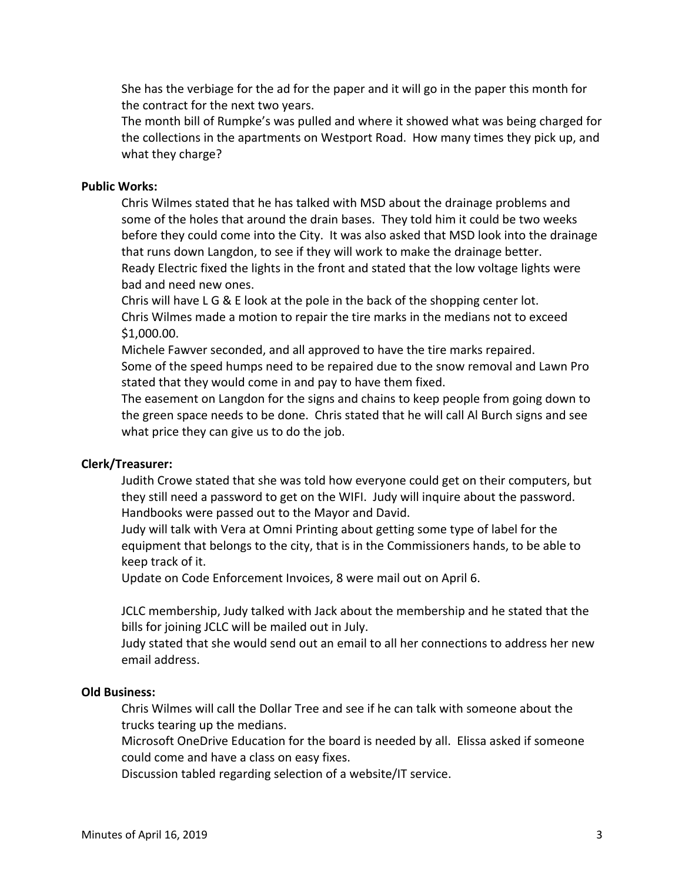She has the verbiage for the ad for the paper and it will go in the paper this month for the contract for the next two years.
The month bill of Rumpke's was pulled and where it showed what was being charged for the collections in the apartments on Westport Road. How many times they pick up, and what they charge?

**Public Works:**

Chris Wilmes stated that he has talked with MSD about the drainage problems and some of the holes that around the drain bases. They told him it could be two weeks before they could come into the City. It was also asked that MSD look into the drainage that runs down Langdon, to see if they will work to make the drainage better.
Ready Electric fixed the lights in the front and stated that the low voltage lights were bad and need new ones.
Chris will have L G & E look at the pole in the back of the shopping center lot.
Chris Wilmes made a motion to repair the tire marks in the medians not to exceed $1,000.00.
Michele Fawver seconded, and all approved to have the tire marks repaired.
Some of the speed humps need to be repaired due to the snow removal and Lawn Pro stated that they would come in and pay to have them fixed.
The easement on Langdon for the signs and chains to keep people from going down to the green space needs to be done. Chris stated that he will call Al Burch signs and see what price they can give us to do the job.

**Clerk/Treasurer:**

Judith Crowe stated that she was told how everyone could get on their computers, but they still need a password to get on the WIFI. Judy will inquire about the password.
Handbooks were passed out to the Mayor and David.
Judy will talk with Vera at Omni Printing about getting some type of label for the equipment that belongs to the city, that is in the Commissioners hands, to be able to keep track of it.
Update on Code Enforcement Invoices, 8 were mail out on April 6.

JCLC membership, Judy talked with Jack about the membership and he stated that the bills for joining JCLC will be mailed out in July.
Judy stated that she would send out an email to all her connections to address her new email address.

**Old Business:**

Chris Wilmes will call the Dollar Tree and see if he can talk with someone about the trucks tearing up the medians.
Microsoft OneDrive Education for the board is needed by all. Elissa asked if someone could come and have a class on easy fixes.
Discussion tabled regarding selection of a website/IT service.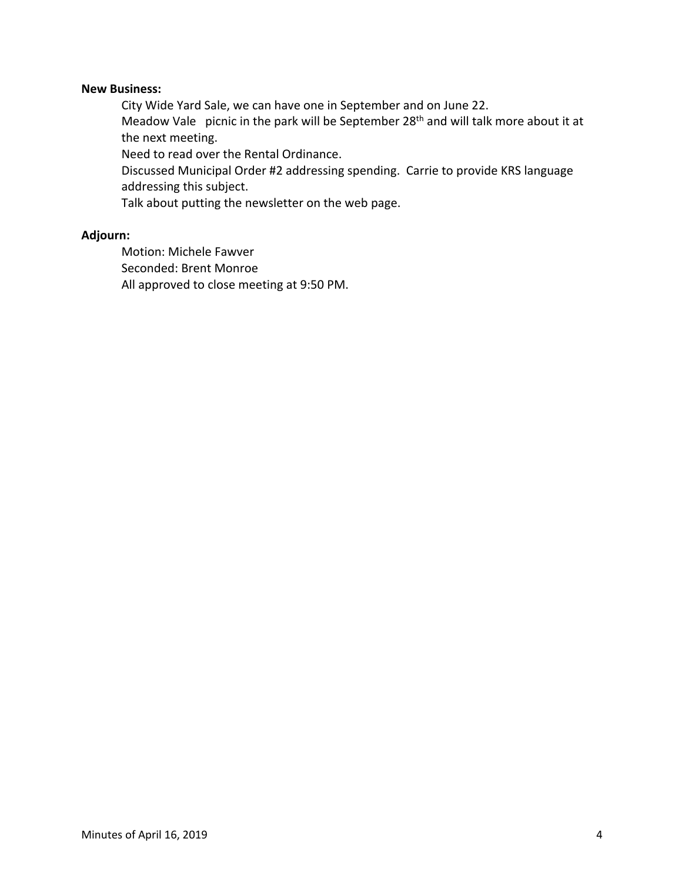**New Business:**

City Wide Yard Sale, we can have one in September and on June 22.

Meadow Vale picnic in the park will be September 28th and will talk more about it at the next meeting.

Need to read over the Rental Ordinance.

Discussed Municipal Order #2 addressing spending. Carrie to provide KRS language addressing this subject.

Talk about putting the newsletter on the web page.

**Adjourn:**

Motion: Michele Fawver

Seconded: Brent Monroe

All approved to close meeting at 9:50 PM.